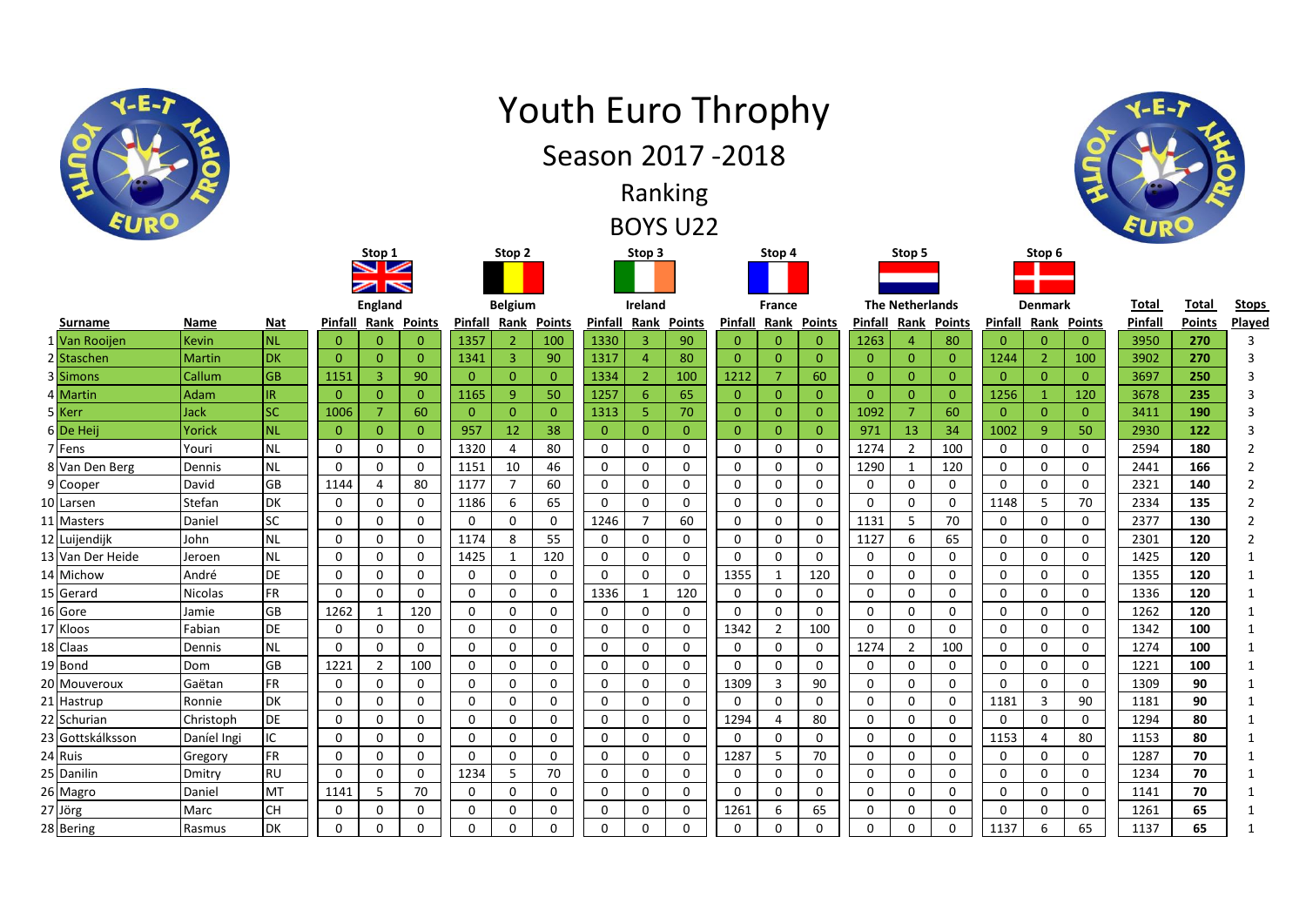# Youth Euro Throphy

## Season 2017 -2018

## Ranking

## BOYS U22

| | Surname | Name | Nat | Stop 1 England Pinfall | Rank | Points | Stop 2 Belgium Pinfall | Rank | Points | Stop 3 Ireland Pinfall | Rank | Points | Stop 4 France Pinfall | Rank | Points | Stop 5 The Netherlands Pinfall | Rank | Points | Stop 6 Denmark Pinfall | Rank | Points | Total Pinfall | Total Points | Stops Played |
|---|---|---|---|---|---|---|---|---|---|---|---|---|---|---|---|---|---|---|---|---|---|---|---|---|
| 1 | Van Rooijen | Kevin | NL | 0 | 0 | 0 | 1357 | 2 | 100 | 1330 | 3 | 90 | 0 | 0 | 0 | 1263 | 4 | 80 | 0 | 0 | 0 | 3950 | 270 | 3 |
| 2 | Staschen | Martin | DK | 0 | 0 | 0 | 1341 | 3 | 90 | 1317 | 4 | 80 | 0 | 0 | 0 | 0 | 0 | 0 | 1244 | 2 | 100 | 3902 | 270 | 3 |
| 3 | Simons | Callum | GB | 1151 | 3 | 90 | 0 | 0 | 0 | 1334 | 2 | 100 | 1212 | 7 | 60 | 0 | 0 | 0 | 0 | 0 | 0 | 3697 | 250 | 3 |
| 4 | Martin | Adam | IR | 0 | 0 | 0 | 1165 | 9 | 50 | 1257 | 6 | 65 | 0 | 0 | 0 | 0 | 0 | 0 | 1256 | 1 | 120 | 3678 | 235 | 3 |
| 5 | Kerr | Jack | SC | 1006 | 7 | 60 | 0 | 0 | 0 | 1313 | 5 | 70 | 0 | 0 | 0 | 1092 | 7 | 60 | 0 | 0 | 0 | 3411 | 190 | 3 |
| 6 | De Heij | Yorick | NL | 0 | 0 | 0 | 957 | 12 | 38 | 0 | 0 | 0 | 0 | 0 | 0 | 971 | 13 | 34 | 1002 | 9 | 50 | 2930 | 122 | 3 |
| 7 | Fens | Youri | NL | 0 | 0 | 0 | 1320 | 4 | 80 | 0 | 0 | 0 | 0 | 0 | 0 | 1274 | 2 | 100 | 0 | 0 | 0 | 2594 | 180 | 2 |
| 8 | Van Den Berg | Dennis | NL | 0 | 0 | 0 | 1151 | 10 | 46 | 0 | 0 | 0 | 0 | 0 | 0 | 1290 | 1 | 120 | 0 | 0 | 0 | 2441 | 166 | 2 |
| 9 | Cooper | David | GB | 1144 | 4 | 80 | 1177 | 7 | 60 | 0 | 0 | 0 | 0 | 0 | 0 | 0 | 0 | 0 | 0 | 0 | 0 | 2321 | 140 | 2 |
| 10 | Larsen | Stefan | DK | 0 | 0 | 0 | 1186 | 6 | 65 | 0 | 0 | 0 | 0 | 0 | 0 | 0 | 0 | 0 | 1148 | 5 | 70 | 2334 | 135 | 2 |
| 11 | Masters | Daniel | SC | 0 | 0 | 0 | 0 | 0 | 0 | 1246 | 7 | 60 | 0 | 0 | 0 | 1131 | 5 | 70 | 0 | 0 | 0 | 2377 | 130 | 2 |
| 12 | Luijendijk | John | NL | 0 | 0 | 0 | 1174 | 8 | 55 | 0 | 0 | 0 | 0 | 0 | 0 | 1127 | 6 | 65 | 0 | 0 | 0 | 2301 | 120 | 2 |
| 13 | Van Der Heide | Jeroen | NL | 0 | 0 | 0 | 1425 | 1 | 120 | 0 | 0 | 0 | 0 | 0 | 0 | 0 | 0 | 0 | 0 | 0 | 0 | 1425 | 120 | 1 |
| 14 | Michow | André | DE | 0 | 0 | 0 | 0 | 0 | 0 | 0 | 0 | 0 | 1355 | 1 | 120 | 0 | 0 | 0 | 0 | 0 | 0 | 1355 | 120 | 1 |
| 15 | Gerard | Nicolas | FR | 0 | 0 | 0 | 0 | 0 | 0 | 1336 | 1 | 120 | 0 | 0 | 0 | 0 | 0 | 0 | 0 | 0 | 0 | 1336 | 120 | 1 |
| 16 | Gore | Jamie | GB | 1262 | 1 | 120 | 0 | 0 | 0 | 0 | 0 | 0 | 0 | 0 | 0 | 0 | 0 | 0 | 0 | 0 | 0 | 1262 | 120 | 1 |
| 17 | Kloos | Fabian | DE | 0 | 0 | 0 | 0 | 0 | 0 | 0 | 0 | 0 | 1342 | 2 | 100 | 0 | 0 | 0 | 0 | 0 | 0 | 1342 | 100 | 1 |
| 18 | Claas | Dennis | NL | 0 | 0 | 0 | 0 | 0 | 0 | 0 | 0 | 0 | 0 | 0 | 0 | 1274 | 2 | 100 | 0 | 0 | 0 | 1274 | 100 | 1 |
| 19 | Bond | Dom | GB | 1221 | 2 | 100 | 0 | 0 | 0 | 0 | 0 | 0 | 0 | 0 | 0 | 0 | 0 | 0 | 0 | 0 | 0 | 1221 | 100 | 1 |
| 20 | Mouveroux | Gaëtan | FR | 0 | 0 | 0 | 0 | 0 | 0 | 0 | 0 | 0 | 1309 | 3 | 90 | 0 | 0 | 0 | 0 | 0 | 0 | 1309 | 90 | 1 |
| 21 | Hastrup | Ronnie | DK | 0 | 0 | 0 | 0 | 0 | 0 | 0 | 0 | 0 | 0 | 0 | 0 | 0 | 0 | 0 | 1181 | 3 | 90 | 1181 | 90 | 1 |
| 22 | Schurian | Christoph | DE | 0 | 0 | 0 | 0 | 0 | 0 | 0 | 0 | 0 | 1294 | 4 | 80 | 0 | 0 | 0 | 0 | 0 | 0 | 1294 | 80 | 1 |
| 23 | Gottskálksson | Daníel Ingi | IC | 0 | 0 | 0 | 0 | 0 | 0 | 0 | 0 | 0 | 0 | 0 | 0 | 0 | 0 | 0 | 1153 | 4 | 80 | 1153 | 80 | 1 |
| 24 | Ruis | Gregory | FR | 0 | 0 | 0 | 0 | 0 | 0 | 0 | 0 | 0 | 1287 | 5 | 70 | 0 | 0 | 0 | 0 | 0 | 0 | 1287 | 70 | 1 |
| 25 | Danilin | Dmitry | RU | 0 | 0 | 0 | 1234 | 5 | 70 | 0 | 0 | 0 | 0 | 0 | 0 | 0 | 0 | 0 | 0 | 0 | 0 | 1234 | 70 | 1 |
| 26 | Magro | Daniel | MT | 1141 | 5 | 70 | 0 | 0 | 0 | 0 | 0 | 0 | 0 | 0 | 0 | 0 | 0 | 0 | 0 | 0 | 0 | 1141 | 70 | 1 |
| 27 | Jörg | Marc | CH | 0 | 0 | 0 | 0 | 0 | 0 | 0 | 0 | 0 | 1261 | 6 | 65 | 0 | 0 | 0 | 0 | 0 | 0 | 1261 | 65 | 1 |
| 28 | Bering | Rasmus | DK | 0 | 0 | 0 | 0 | 0 | 0 | 0 | 0 | 0 | 0 | 0 | 0 | 0 | 0 | 0 | 1137 | 6 | 65 | 1137 | 65 | 1 |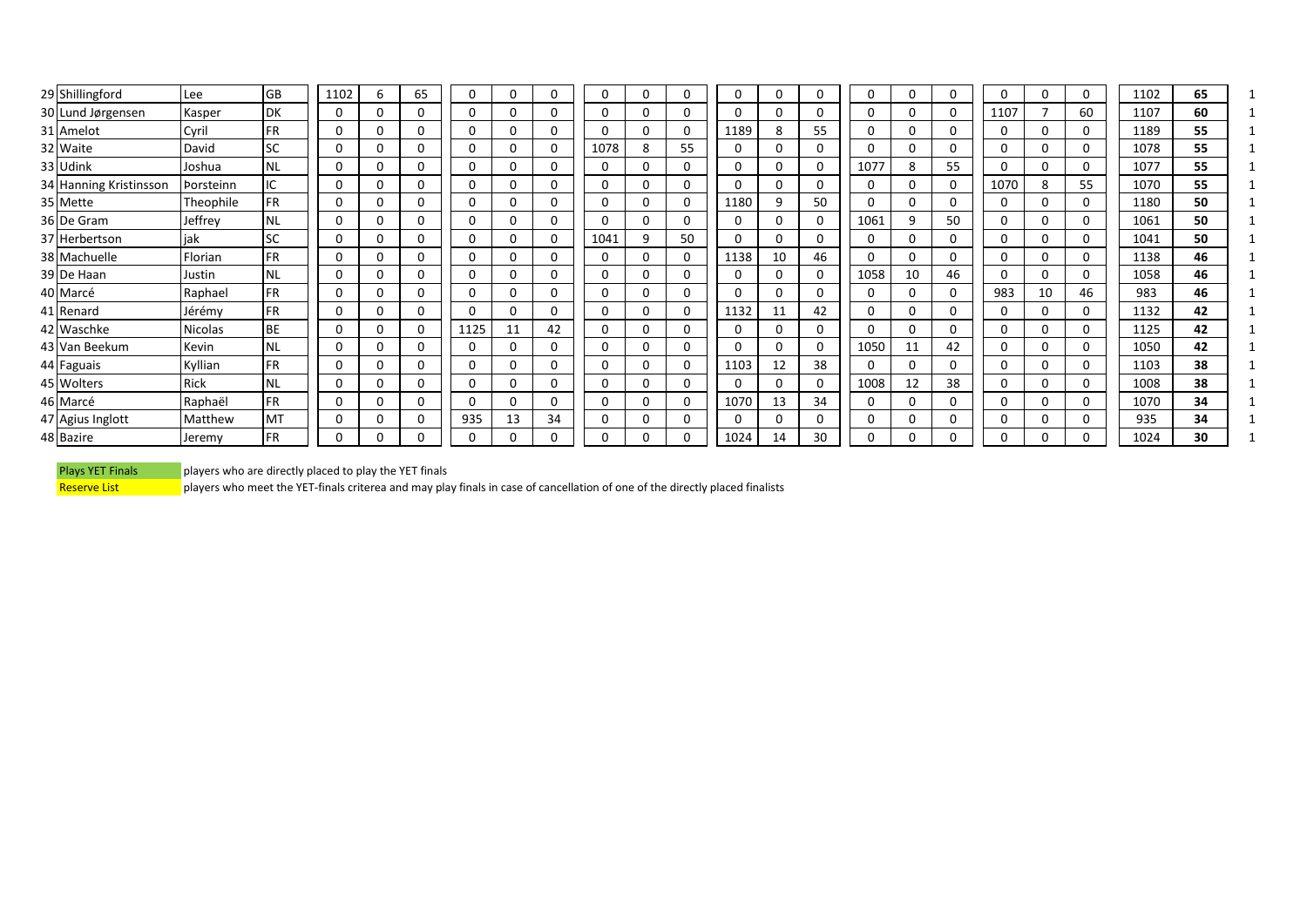| | | | | | | | | | | | | | | | | | | | | | | | | | | |
|---|---|---|---|---|---|---|---|---|---|---|---|---|---|---|---|---|---|---|---|---|---|---|---|---|---|---|
| 29 | Shillingford | Lee | GB | 1102 | 6 | 65 | 0 | 0 | 0 | 0 | 0 | 0 | 0 | 0 | 0 | 0 | 0 | 0 | 0 | 0 | 0 | 1102 | 65 | 1 |
| 30 | Lund Jørgensen | Kasper | DK | 0 | 0 | 0 | 0 | 0 | 0 | 0 | 0 | 0 | 0 | 0 | 0 | 0 | 0 | 0 | 1107 | 7 | 60 | 1107 | 60 | 1 |
| 31 | Amelot | Cyril | FR | 0 | 0 | 0 | 0 | 0 | 0 | 0 | 0 | 0 | 1189 | 8 | 55 | 0 | 0 | 0 | 0 | 0 | 0 | 1189 | 55 | 1 |
| 32 | Waite | David | SC | 0 | 0 | 0 | 0 | 0 | 0 | 1078 | 8 | 55 | 0 | 0 | 0 | 0 | 0 | 0 | 0 | 0 | 0 | 1078 | 55 | 1 |
| 33 | Udink | Joshua | NL | 0 | 0 | 0 | 0 | 0 | 0 | 0 | 0 | 0 | 0 | 0 | 0 | 1077 | 8 | 55 | 0 | 0 | 0 | 1077 | 55 | 1 |
| 34 | Hanning Kristinsson | Þorsteinn | IC | 0 | 0 | 0 | 0 | 0 | 0 | 0 | 0 | 0 | 0 | 0 | 0 | 0 | 0 | 0 | 1070 | 8 | 55 | 1070 | 55 | 1 |
| 35 | Mette | Theophile | FR | 0 | 0 | 0 | 0 | 0 | 0 | 0 | 0 | 0 | 1180 | 9 | 50 | 0 | 0 | 0 | 0 | 0 | 0 | 1180 | 50 | 1 |
| 36 | De Gram | Jeffrey | NL | 0 | 0 | 0 | 0 | 0 | 0 | 0 | 0 | 0 | 0 | 0 | 0 | 1061 | 9 | 50 | 0 | 0 | 0 | 1061 | 50 | 1 |
| 37 | Herbertson | jak | SC | 0 | 0 | 0 | 0 | 0 | 0 | 1041 | 9 | 50 | 0 | 0 | 0 | 0 | 0 | 0 | 0 | 0 | 0 | 1041 | 50 | 1 |
| 38 | Machuelle | Florian | FR | 0 | 0 | 0 | 0 | 0 | 0 | 0 | 0 | 0 | 1138 | 10 | 46 | 0 | 0 | 0 | 0 | 0 | 0 | 1138 | 46 | 1 |
| 39 | De Haan | Justin | NL | 0 | 0 | 0 | 0 | 0 | 0 | 0 | 0 | 0 | 0 | 0 | 0 | 1058 | 10 | 46 | 0 | 0 | 0 | 1058 | 46 | 1 |
| 40 | Marcé | Raphael | FR | 0 | 0 | 0 | 0 | 0 | 0 | 0 | 0 | 0 | 0 | 0 | 0 | 0 | 0 | 0 | 983 | 10 | 46 | 983 | 46 | 1 |
| 41 | Renard | Jérémy | FR | 0 | 0 | 0 | 0 | 0 | 0 | 0 | 0 | 0 | 1132 | 11 | 42 | 0 | 0 | 0 | 0 | 0 | 0 | 1132 | 42 | 1 |
| 42 | Waschke | Nicolas | BE | 0 | 0 | 0 | 1125 | 11 | 42 | 0 | 0 | 0 | 0 | 0 | 0 | 0 | 0 | 0 | 0 | 0 | 0 | 1125 | 42 | 1 |
| 43 | Van Beekum | Kevin | NL | 0 | 0 | 0 | 0 | 0 | 0 | 0 | 0 | 0 | 0 | 0 | 0 | 1050 | 11 | 42 | 0 | 0 | 0 | 1050 | 42 | 1 |
| 44 | Faguais | Kyllian | FR | 0 | 0 | 0 | 0 | 0 | 0 | 0 | 0 | 0 | 1103 | 12 | 38 | 0 | 0 | 0 | 0 | 0 | 0 | 1103 | 38 | 1 |
| 45 | Wolters | Rick | NL | 0 | 0 | 0 | 0 | 0 | 0 | 0 | 0 | 0 | 0 | 0 | 0 | 1008 | 12 | 38 | 0 | 0 | 0 | 1008 | 38 | 1 |
| 46 | Marcé | Raphaël | FR | 0 | 0 | 0 | 0 | 0 | 0 | 0 | 0 | 0 | 1070 | 13 | 34 | 0 | 0 | 0 | 0 | 0 | 0 | 1070 | 34 | 1 |
| 47 | Agius Inglott | Matthew | MT | 0 | 0 | 0 | 935 | 13 | 34 | 0 | 0 | 0 | 0 | 0 | 0 | 0 | 0 | 0 | 0 | 0 | 0 | 935 | 34 | 1 |
| 48 | Bazire | Jeremy | FR | 0 | 0 | 0 | 0 | 0 | 0 | 0 | 0 | 0 | 1024 | 14 | 30 | 0 | 0 | 0 | 0 | 0 | 0 | 1024 | 30 | 1 |

Plays YET Finals — players who are directly placed to play the YET finals

Reserve List — players who meet the YET-finals criterea and may play finals in case of cancellation of one of the directly placed finalists